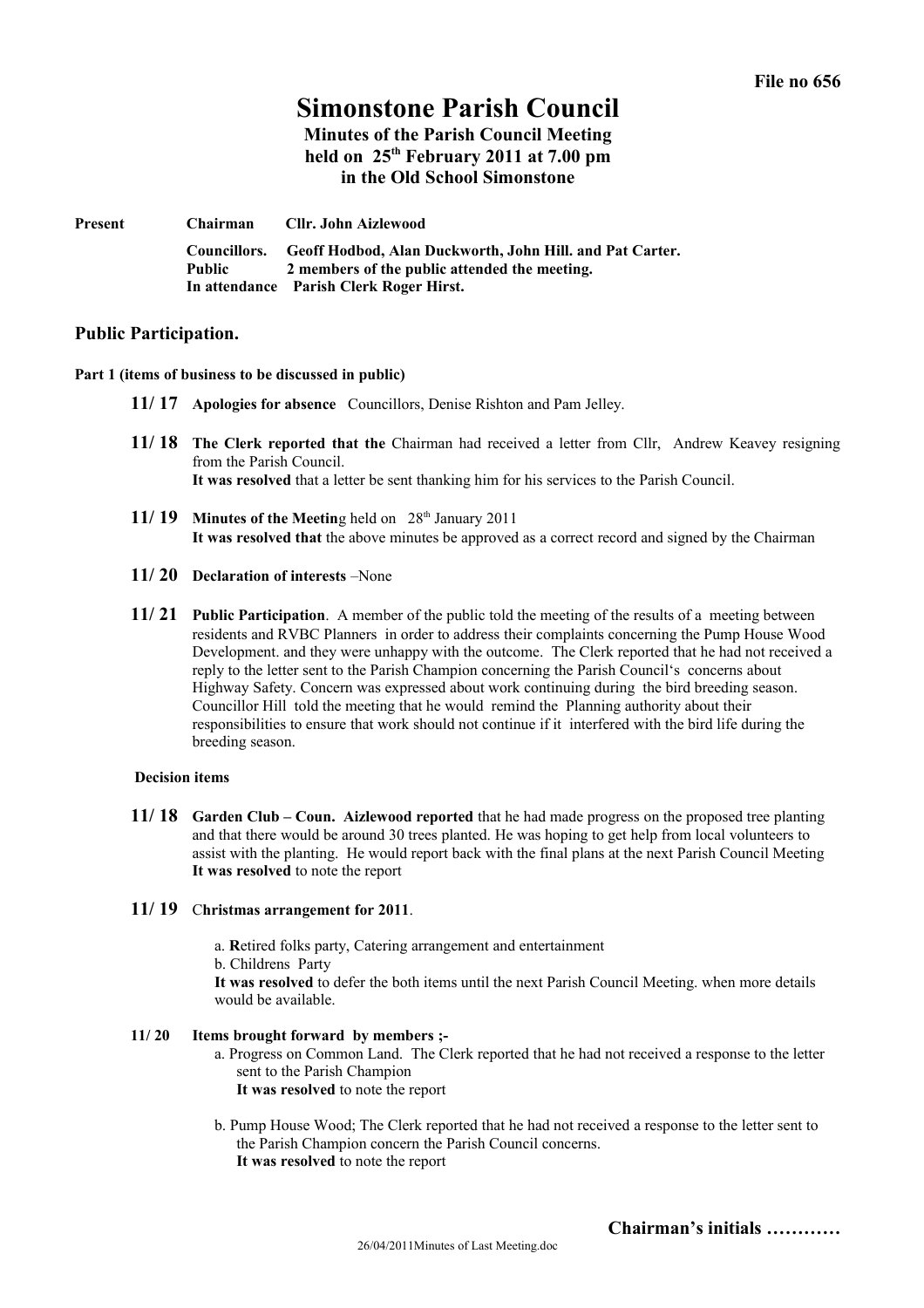**File no 656**

# Simonstone Parish Council

### Minutes of the Parish Council Meeting held on 25th February 2011 at 7.00 pm in the Old School Simonstone

**Present** **Chairman** **Cllr. John Aizlewood**

**Councillors.** **Geoff Hodbod, Alan Duckworth, John Hill. and Pat Carter.**
**Public** **2 members of the public attended the meeting.**
**In attendance** **Parish Clerk Roger Hirst.**

## Public Participation.

**Part 1 (items of business to be discussed in public)**

**11/ 17** **Apologies for absence** Councillors, Denise Rishton and Pam Jelley.

**11/ 18** **The Clerk reported that the** Chairman had received a letter from Cllr, Andrew Keavey resigning from the Parish Council.
**It was resolved** that a letter be sent thanking him for his services to the Parish Council.

**11/ 19** **Minutes of the Meetin**g held on 28th January 2011
**It was resolved that** the above minutes be approved as a correct record and signed by the Chairman

**11/ 20** **Declaration of interests** –None

**11/ 21** **Public Participation**. A member of the public told the meeting of the results of a meeting between residents and RVBC Planners in order to address their complaints concerning the Pump House Wood Development. and they were unhappy with the outcome. The Clerk reported that he had not received a reply to the letter sent to the Parish Champion concerning the Parish Council's concerns about Highway Safety. Concern was expressed about work continuing during the bird breeding season. Councillor Hill told the meeting that he would remind the Planning authority about their responsibilities to ensure that work should not continue if it interfered with the bird life during the breeding season.

**Decision items**

**11/ 18** **Garden Club – Coun. Aizlewood reported** that he had made progress on the proposed tree planting and that there would be around 30 trees planted. He was hoping to get help from local volunteers to assist with the planting. He would report back with the final plans at the next Parish Council Meeting
**It was resolved** to note the report

**11/ 19** C**hristmas arrangement for 2011**.

a. **R**etired folks party, Catering arrangement and entertainment
b. Childrens Party
**It was resolved** to defer the both items until the next Parish Council Meeting. when more details would be available.

**11/ 20** **Items brought forward by members ;-**

a. Progress on Common Land. The Clerk reported that he had not received a response to the letter sent to the Parish Champion
**It was resolved** to note the report

b. Pump House Wood; The Clerk reported that he had not received a response to the letter sent to the Parish Champion concern the Parish Council concerns.
**It was resolved** to note the report

**Chairman's initials …………**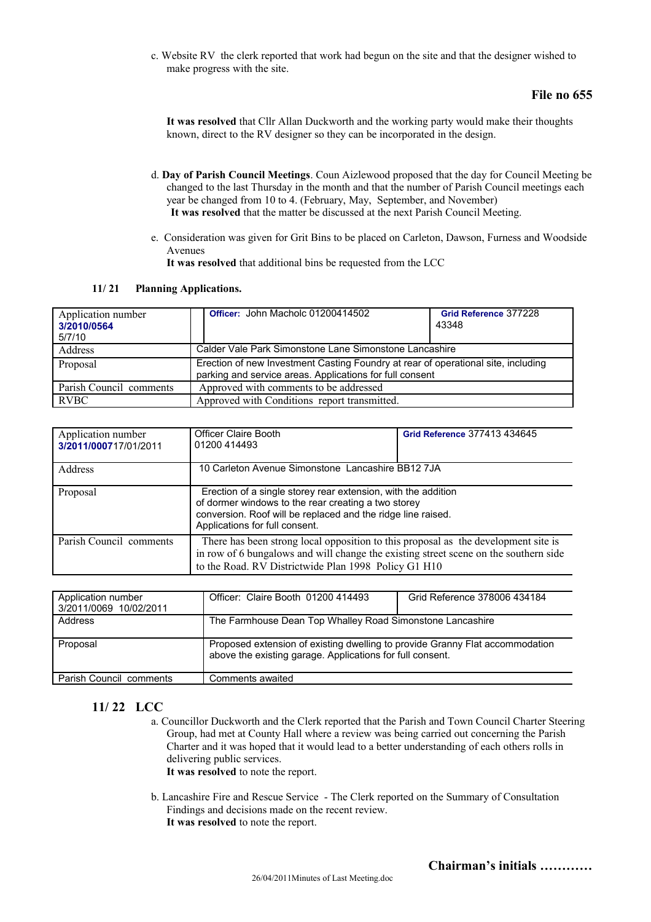c. Website RV the clerk reported that work had begun on the site and that the designer wished to make progress with the site.

**File no 655**

**It was resolved** that Cllr Allan Duckworth and the working party would make their thoughts known, direct to the RV designer so they can be incorporated in the design.

d. **Day of Parish Council Meetings**. Coun Aizlewood proposed that the day for Council Meeting be changed to the last Thursday in the month and that the number of Parish Council meetings each year be changed from 10 to 4. (February, May, September, and November)
**It was resolved** that the matter be discussed at the next Parish Council Meeting.

e. Consideration was given for Grit Bins to be placed on Carleton, Dawson, Furness and Woodside Avenues
**It was resolved** that additional bins be requested from the LCC

**11/ 21 Planning Applications.**

| Application number **3/2010/0564** 5/7/10 | **Officer:** John Macholc 01200414502 | **Grid Reference** 377228 43348 |
|---|---|---|
| Address | Calder Vale Park Simonstone Lane Simonstone Lancashire | |
| Proposal | Erection of new Investment Casting Foundry at rear of operational site, including parking and service areas. Applications for full consent | |
| Parish Council comments | Approved with comments to be addressed | |
| RVBC | Approved with Conditions report transmitted. | |

| Application number **3/2011/0007**17/01/2011 | Officer Claire Booth 01200 414493 | **Grid Reference** 377413 434645 |
|---|---|---|
| Address | 10 Carleton Avenue Simonstone Lancashire BB12 7JA | |
| Proposal | Erection of a single storey rear extension, with the addition of dormer windows to the rear creating a two storey conversion. Roof will be replaced and the ridge line raised. Applications for full consent. | |
| Parish Council comments | There has been strong local opposition to this proposal as the development site is in row of 6 bungalows and will change the existing street scene on the southern side to the Road. RV Districtwide Plan 1998 Policy G1 H10 | |

| Application number 3/2011/0069 10/02/2011 | Officer: Claire Booth 01200 414493 | Grid Reference 378006 434184 |
|---|---|---|
| Address | The Farmhouse Dean Top Whalley Road Simonstone Lancashire | |
| Proposal | Proposed extension of existing dwelling to provide Granny Flat accommodation above the existing garage. Applications for full consent. | |
| Parish Council comments | Comments awaited | |

**11/ 22 LCC**

a. Councillor Duckworth and the Clerk reported that the Parish and Town Council Charter Steering Group, had met at County Hall where a review was being carried out concerning the Parish Charter and it was hoped that it would lead to a better understanding of each others rolls in delivering public services.
**It was resolved** to note the report.

b. Lancashire Fire and Rescue Service - The Clerk reported on the Summary of Consultation Findings and decisions made on the recent review.
**It was resolved** to note the report.

**Chairman's initials …………**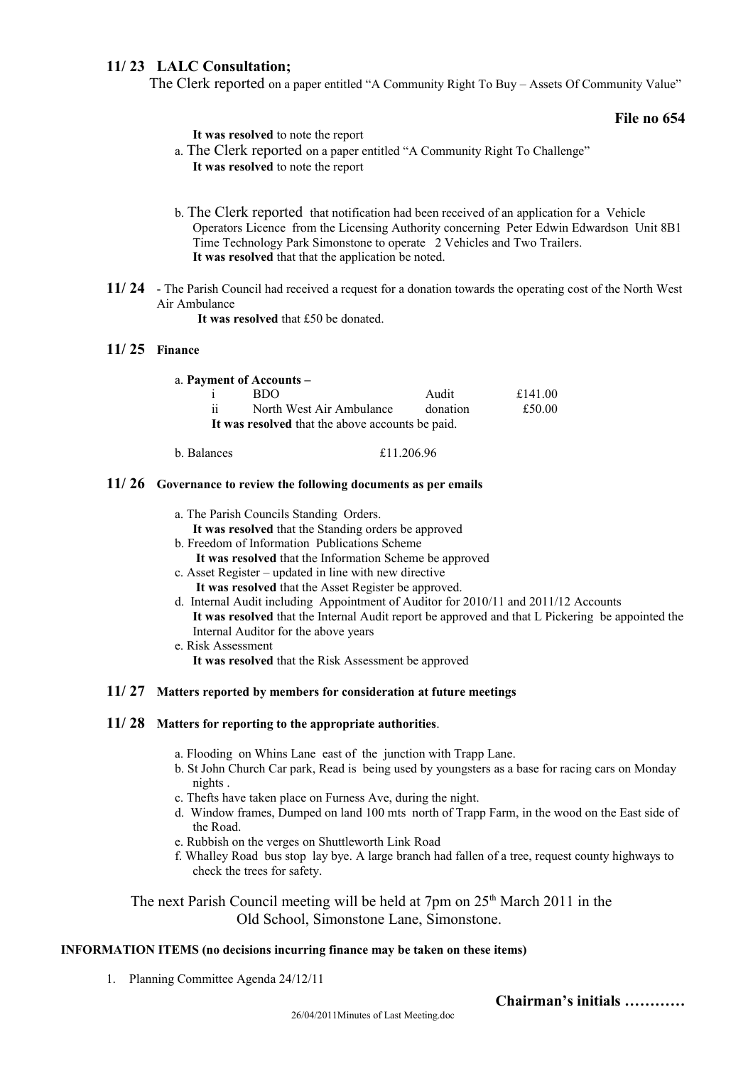## 11/ 23 LALC Consultation;

The Clerk reported on a paper entitled "A Community Right To Buy – Assets Of Community Value"

**File no 654**

**It was resolved** to note the report

a. The Clerk reported on a paper entitled "A Community Right To Challenge"
**It was resolved** to note the report

b. The Clerk reported that notification had been received of an application for a Vehicle Operators Licence from the Licensing Authority concerning Peter Edwin Edwardson Unit 8B1 Time Technology Park Simonstone to operate 2 Vehicles and Two Trailers.
**It was resolved** that that the application be noted.

**11/ 24** - The Parish Council had received a request for a donation towards the operating cost of the North West Air Ambulance

**It was resolved** that £50 be donated.

## 11/ 25 Finance

a. **Payment of Accounts –**

| | | | |
|---|---|---|---|
| i | BDO | Audit | £141.00 |
| ii | North West Air Ambulance | donation | £50.00 |

**It was resolved** that the above accounts be paid.

b. Balances £11.206.96

## 11/ 26 Governance to review the following documents as per emails

a. The Parish Councils Standing Orders.
**It was resolved** that the Standing orders be approved

b. Freedom of Information Publications Scheme
**It was resolved** that the Information Scheme be approved

c. Asset Register – updated in line with new directive
**It was resolved** that the Asset Register be approved.

d. Internal Audit including Appointment of Auditor for 2010/11 and 2011/12 Accounts
**It was resolved** that the Internal Audit report be approved and that L Pickering be appointed the Internal Auditor for the above years

e. Risk Assessment
**It was resolved** that the Risk Assessment be approved

## 11/ 27 Matters reported by members for consideration at future meetings

## 11/ 28 Matters for reporting to the appropriate authorities.

a. Flooding on Whins Lane east of the junction with Trapp Lane.

b. St John Church Car park, Read is being used by youngsters as a base for racing cars on Monday nights .

c. Thefts have taken place on Furness Ave, during the night.

d. Window frames, Dumped on land 100 mts north of Trapp Farm, in the wood on the East side of the Road.

e. Rubbish on the verges on Shuttleworth Link Road

f. Whalley Road bus stop lay bye. A large branch had fallen of a tree, request county highways to check the trees for safety.

The next Parish Council meeting will be held at 7pm on 25th March 2011 in the Old School, Simonstone Lane, Simonstone.

**INFORMATION ITEMS (no decisions incurring finance may be taken on these items)**

1. Planning Committee Agenda 24/12/11

**Chairman's initials …………**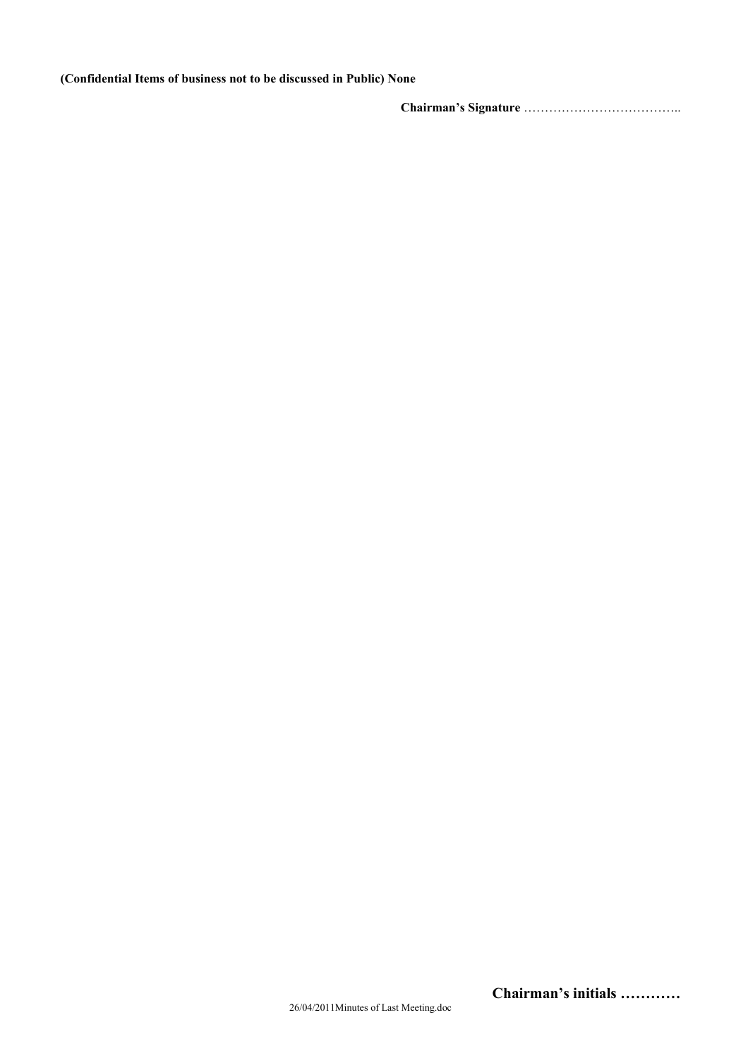**(Confidential Items of business not to be discussed in Public) None**

**Chairman's Signature** ………………………………..

**Chairman's initials …………**